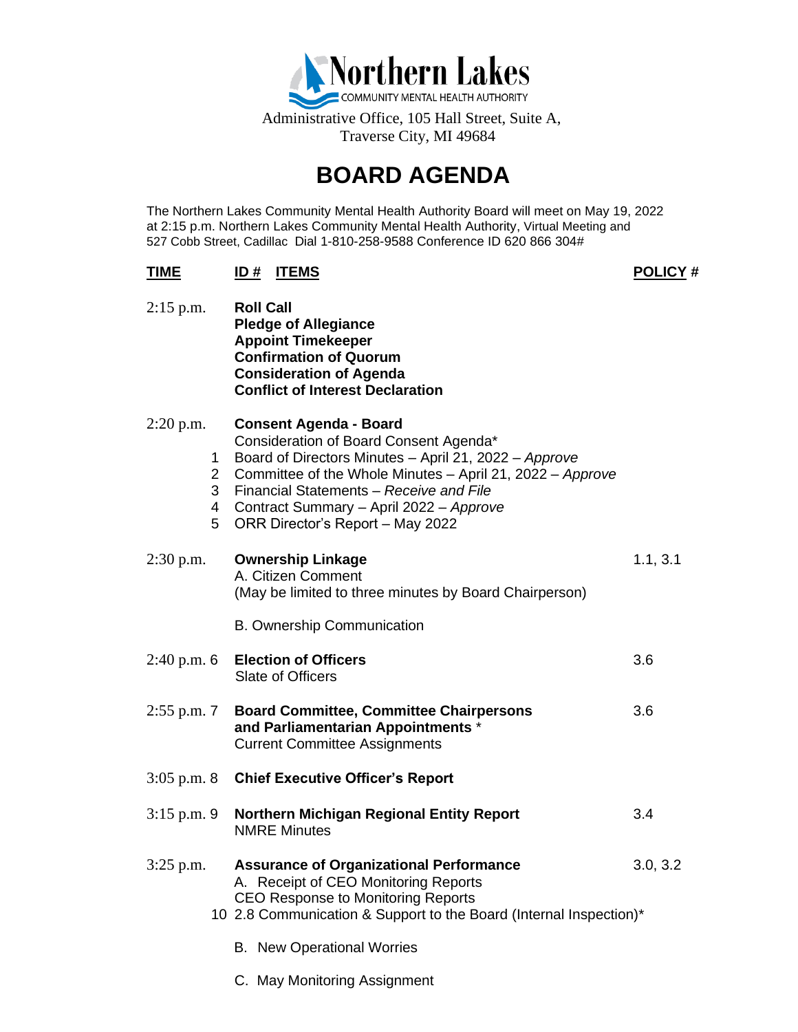# Northern Lakes

COMMUNITY MENTAL HEALTH AUTHORITY

Administrative Office, 105 Hall Street, Suite A, Traverse City, MI 49684

# BOARD AGENDA

The Northern Lakes Community Mental Health Authority Board will meet on May 19, 2022 at 2:15 p.m. Northern Lakes Community Mental Health Authority, Virtual Meeting and 527 Cobb Street, Cadillac Dial 1-810-258-9588 Conference ID 620 866 304#

| TIME | ID # | ITEMS | POLICY # |
|---|---|---|---|
| 2:15 p.m. | | **Roll Call**<br>**Pledge of Allegiance**<br>**Appoint Timekeeper**<br>**Confirmation of Quorum**<br>**Consideration of Agenda**<br>**Conflict of Interest Declaration** | |
| 2:20 p.m. | | **Consent Agenda - Board**<br>Consideration of Board Consent Agenda* | |
| | 1 | Board of Directors Minutes – April 21, 2022 – *Approve* | |
| | 2 | Committee of the Whole Minutes – April 21, 2022 – *Approve* | |
| | 3 | Financial Statements – *Receive and File* | |
| | 4 | Contract Summary – April 2022 – *Approve* | |
| | 5 | ORR Director's Report – May 2022 | |
| 2:30 p.m. | | **Ownership Linkage**<br>A. Citizen Comment<br>(May be limited to three minutes by Board Chairperson)<br><br>B. Ownership Communication | 1.1, 3.1 |
| 2:40 p.m. | 6 | **Election of Officers**<br>Slate of Officers | 3.6 |
| 2:55 p.m. | 7 | **Board Committee, Committee Chairpersons and Parliamentarian Appointments** *<br>Current Committee Assignments | 3.6 |
| 3:05 p.m. | 8 | **Chief Executive Officer's Report** | |
| 3:15 p.m. | 9 | **Northern Michigan Regional Entity Report**<br>NMRE Minutes | 3.4 |
| 3:25 p.m. | | **Assurance of Organizational Performance**<br>A. Receipt of CEO Monitoring Reports<br>CEO Response to Monitoring Reports | 3.0, 3.2 |
| | 10 | 2.8 Communication & Support to the Board (Internal Inspection)* | |
| | | B. New Operational Worries | |
| | | C. May Monitoring Assignment | |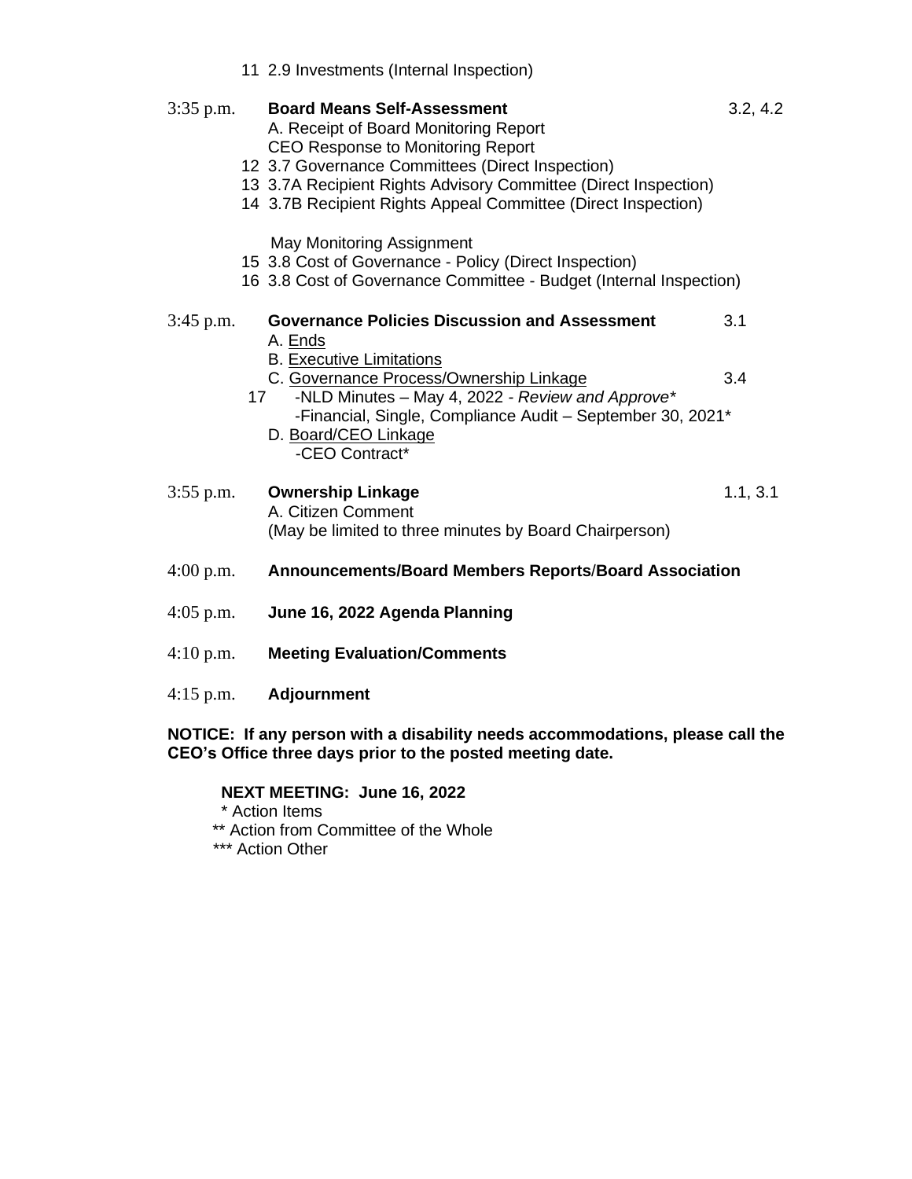11 2.9 Investments (Internal Inspection)

3:35 p.m. **Board Means Self-Assessment** 3.2, 4.2

A. Receipt of Board Monitoring Report
CEO Response to Monitoring Report

12 3.7 Governance Committees (Direct Inspection)
13 3.7A Recipient Rights Advisory Committee (Direct Inspection)
14 3.7B Recipient Rights Appeal Committee (Direct Inspection)

May Monitoring Assignment

15 3.8 Cost of Governance - Policy (Direct Inspection)
16 3.8 Cost of Governance Committee - Budget (Internal Inspection)

3:45 p.m. **Governance Policies Discussion and Assessment** 3.1

A. Ends
B. Executive Limitations
C. Governance Process/Ownership Linkage 3.4

17 -NLD Minutes – May 4, 2022 - *Review and Approve**
-Financial, Single, Compliance Audit – September 30, 2021*

D. Board/CEO Linkage
-CEO Contract*

3:55 p.m. **Ownership Linkage** 1.1, 3.1

A. Citizen Comment
(May be limited to three minutes by Board Chairperson)

4:00 p.m. **Announcements/Board Members Reports/Board Association**

4:05 p.m. **June 16, 2022 Agenda Planning**

4:10 p.m. **Meeting Evaluation/Comments**

4:15 p.m. **Adjournment**

**NOTICE: If any person with a disability needs accommodations, please call the CEO's Office three days prior to the posted meeting date.**

**NEXT MEETING: June 16, 2022**

\* Action Items
** Action from Committee of the Whole
*** Action Other